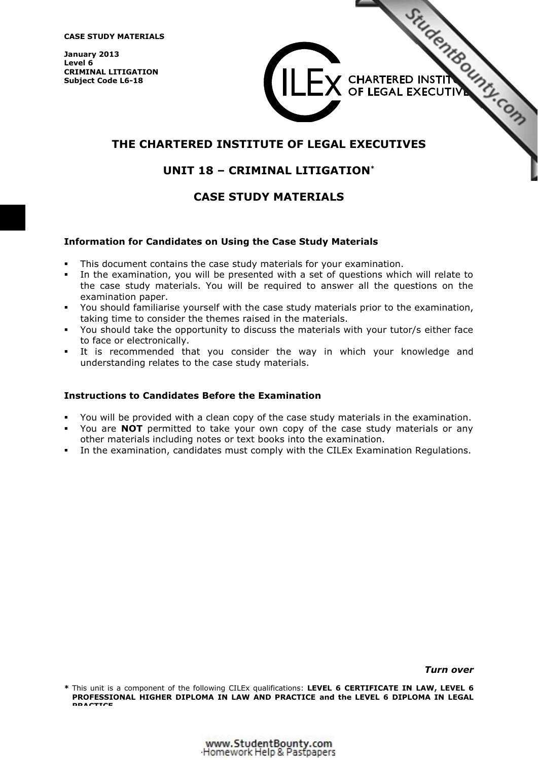**CASE STUDY MATERIALS**

**January 2013**
**Level 6**
**CRIMINAL LITIGATION**
**Subject Code L6-18**

CHARTERED INSTITUTE OF LEGAL EXECUTIVES

# THE CHARTERED INSTITUTE OF LEGAL EXECUTIVES

## UNIT 18 – CRIMINAL LITIGATION*

## CASE STUDY MATERIALS

**Information for Candidates on Using the Case Study Materials**

- This document contains the case study materials for your examination.
- In the examination, you will be presented with a set of questions which will relate to the case study materials. You will be required to answer all the questions on the examination paper.
- You should familiarise yourself with the case study materials prior to the examination, taking time to consider the themes raised in the materials.
- You should take the opportunity to discuss the materials with your tutor/s either face to face or electronically.
- It is recommended that you consider the way in which your knowledge and understanding relates to the case study materials.

**Instructions to Candidates Before the Examination**

- You will be provided with a clean copy of the case study materials in the examination.
- You are **NOT** permitted to take your own copy of the case study materials or any other materials including notes or text books into the examination.
- In the examination, candidates must comply with the CILEx Examination Regulations.

***Turn over***

**\*** This unit is a component of the following CILEx qualifications: **LEVEL 6 CERTIFICATE IN LAW, LEVEL 6 PROFESSIONAL HIGHER DIPLOMA IN LAW AND PRACTICE and the LEVEL 6 DIPLOMA IN LEGAL PRACTICE**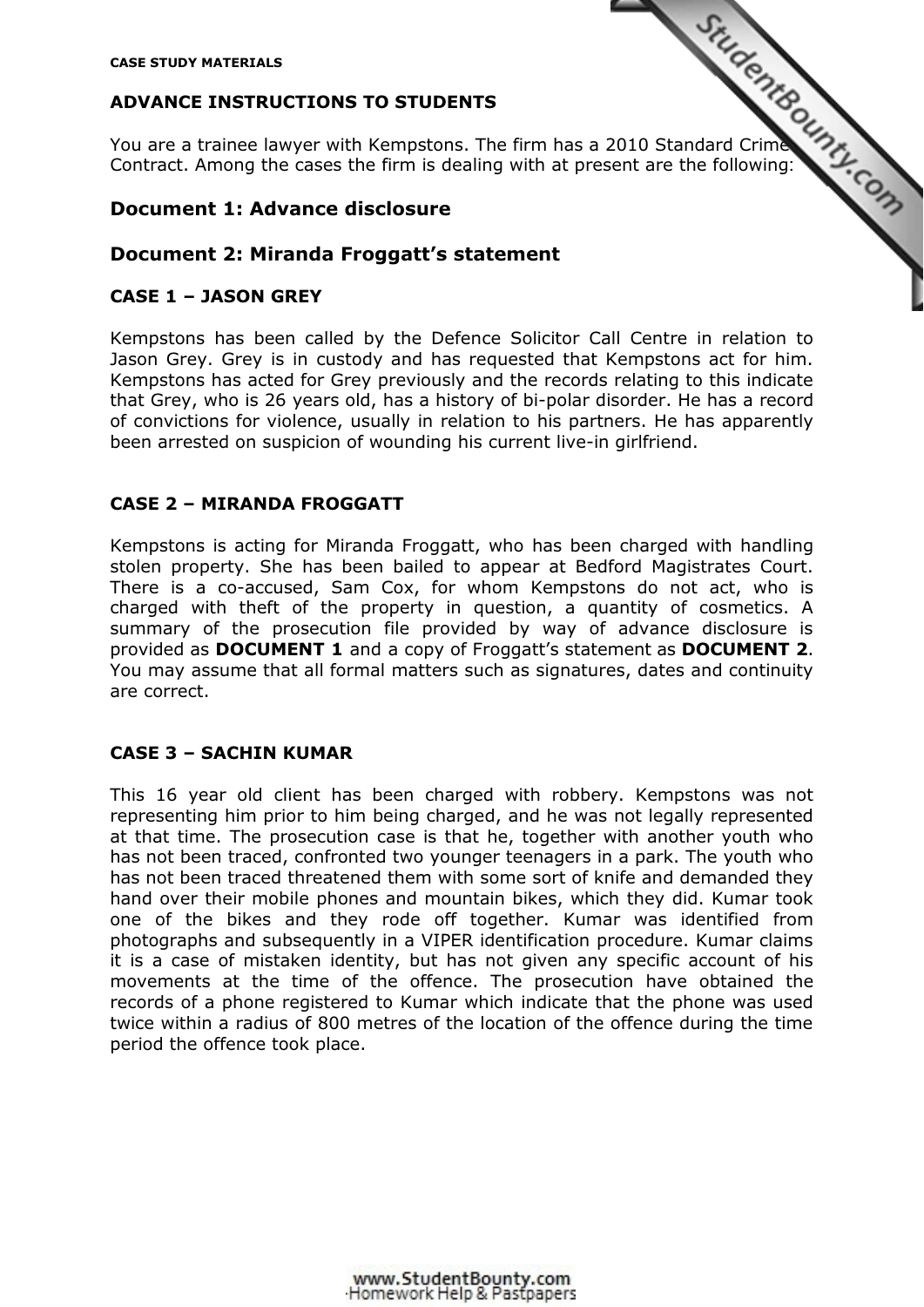CASE STUDY MATERIALS

**ADVANCE INSTRUCTIONS TO STUDENTS**

You are a trainee lawyer with Kempstons. The firm has a 2010 Standard Crime Contract. Among the cases the firm is dealing with at present are the following:

## Document 1: Advance disclosure

## Document 2: Miranda Froggatt's statement

### CASE 1 – JASON GREY

Kempstons has been called by the Defence Solicitor Call Centre in relation to Jason Grey. Grey is in custody and has requested that Kempstons act for him. Kempstons has acted for Grey previously and the records relating to this indicate that Grey, who is 26 years old, has a history of bi-polar disorder. He has a record of convictions for violence, usually in relation to his partners. He has apparently been arrested on suspicion of wounding his current live-in girlfriend.

### CASE 2 – MIRANDA FROGGATT

Kempstons is acting for Miranda Froggatt, who has been charged with handling stolen property. She has been bailed to appear at Bedford Magistrates Court. There is a co-accused, Sam Cox, for whom Kempstons do not act, who is charged with theft of the property in question, a quantity of cosmetics. A summary of the prosecution file provided by way of advance disclosure is provided as **DOCUMENT 1** and a copy of Froggatt's statement as **DOCUMENT 2**. You may assume that all formal matters such as signatures, dates and continuity are correct.

### CASE 3 – SACHIN KUMAR

This 16 year old client has been charged with robbery. Kempstons was not representing him prior to him being charged, and he was not legally represented at that time. The prosecution case is that he, together with another youth who has not been traced, confronted two younger teenagers in a park. The youth who has not been traced threatened them with some sort of knife and demanded they hand over their mobile phones and mountain bikes, which they did. Kumar took one of the bikes and they rode off together. Kumar was identified from photographs and subsequently in a VIPER identification procedure. Kumar claims it is a case of mistaken identity, but has not given any specific account of his movements at the time of the offence. The prosecution have obtained the records of a phone registered to Kumar which indicate that the phone was used twice within a radius of 800 metres of the location of the offence during the time period the offence took place.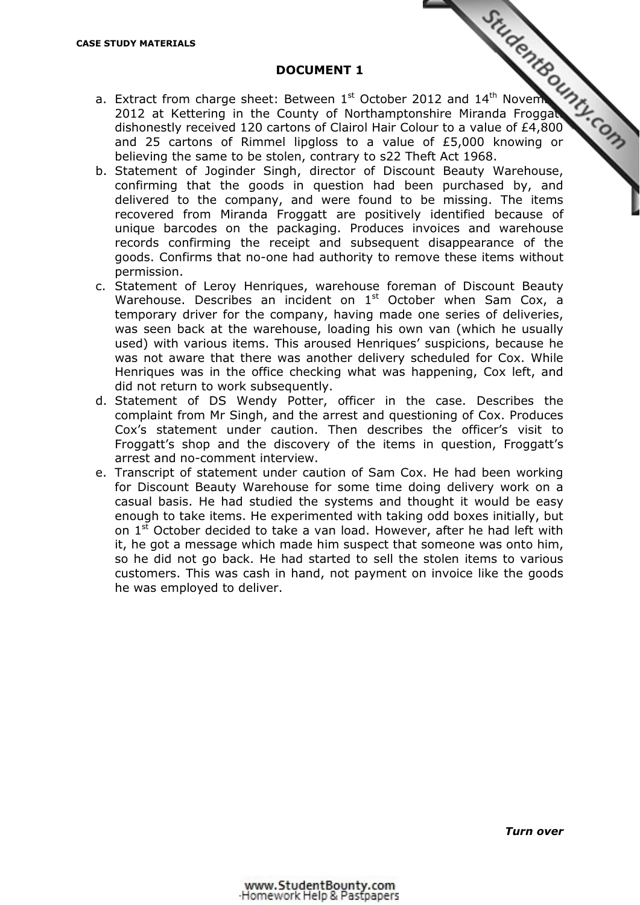**CASE STUDY MATERIALS**

## DOCUMENT 1

a. Extract from charge sheet: Between 1st October 2012 and 14th November 2012 at Kettering in the County of Northamptonshire Miranda Froggatt dishonestly received 120 cartons of Clairol Hair Colour to a value of £4,800 and 25 cartons of Rimmel lipgloss to a value of £5,000 knowing or believing the same to be stolen, contrary to s22 Theft Act 1968.

b. Statement of Joginder Singh, director of Discount Beauty Warehouse, confirming that the goods in question had been purchased by, and delivered to the company, and were found to be missing. The items recovered from Miranda Froggatt are positively identified because of unique barcodes on the packaging. Produces invoices and warehouse records confirming the receipt and subsequent disappearance of the goods. Confirms that no-one had authority to remove these items without permission.

c. Statement of Leroy Henriques, warehouse foreman of Discount Beauty Warehouse. Describes an incident on 1st October when Sam Cox, a temporary driver for the company, having made one series of deliveries, was seen back at the warehouse, loading his own van (which he usually used) with various items. This aroused Henriques' suspicions, because he was not aware that there was another delivery scheduled for Cox. While Henriques was in the office checking what was happening, Cox left, and did not return to work subsequently.

d. Statement of DS Wendy Potter, officer in the case. Describes the complaint from Mr Singh, and the arrest and questioning of Cox. Produces Cox's statement under caution. Then describes the officer's visit to Froggatt's shop and the discovery of the items in question, Froggatt's arrest and no-comment interview.

e. Transcript of statement under caution of Sam Cox. He had been working for Discount Beauty Warehouse for some time doing delivery work on a casual basis. He had studied the systems and thought it would be easy enough to take items. He experimented with taking odd boxes initially, but on 1st October decided to take a van load. However, after he had left with it, he got a message which made him suspect that someone was onto him, so he did not go back. He had started to sell the stolen items to various customers. This was cash in hand, not payment on invoice like the goods he was employed to deliver.

***Turn over***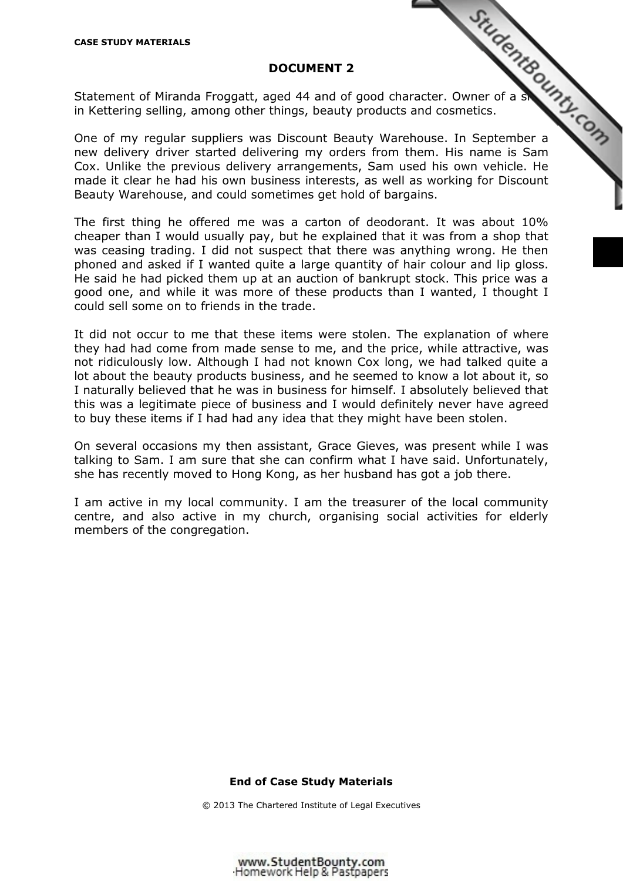CASE STUDY MATERIALS

## DOCUMENT 2

Statement of Miranda Froggatt, aged 44 and of good character. Owner of a shop in Kettering selling, among other things, beauty products and cosmetics.

One of my regular suppliers was Discount Beauty Warehouse. In September a new delivery driver started delivering my orders from them. His name is Sam Cox. Unlike the previous delivery arrangements, Sam used his own vehicle. He made it clear he had his own business interests, as well as working for Discount Beauty Warehouse, and could sometimes get hold of bargains.

The first thing he offered me was a carton of deodorant. It was about 10% cheaper than I would usually pay, but he explained that it was from a shop that was ceasing trading. I did not suspect that there was anything wrong. He then phoned and asked if I wanted quite a large quantity of hair colour and lip gloss. He said he had picked them up at an auction of bankrupt stock. This price was a good one, and while it was more of these products than I wanted, I thought I could sell some on to friends in the trade.

It did not occur to me that these items were stolen. The explanation of where they had had come from made sense to me, and the price, while attractive, was not ridiculously low. Although I had not known Cox long, we had talked quite a lot about the beauty products business, and he seemed to know a lot about it, so I naturally believed that he was in business for himself. I absolutely believed that this was a legitimate piece of business and I would definitely never have agreed to buy these items if I had had any idea that they might have been stolen.

On several occasions my then assistant, Grace Gieves, was present while I was talking to Sam. I am sure that she can confirm what I have said. Unfortunately, she has recently moved to Hong Kong, as her husband has got a job there.

I am active in my local community. I am the treasurer of the local community centre, and also active in my church, organising social activities for elderly members of the congregation.

**End of Case Study Materials**

© 2013 The Chartered Institute of Legal Executives